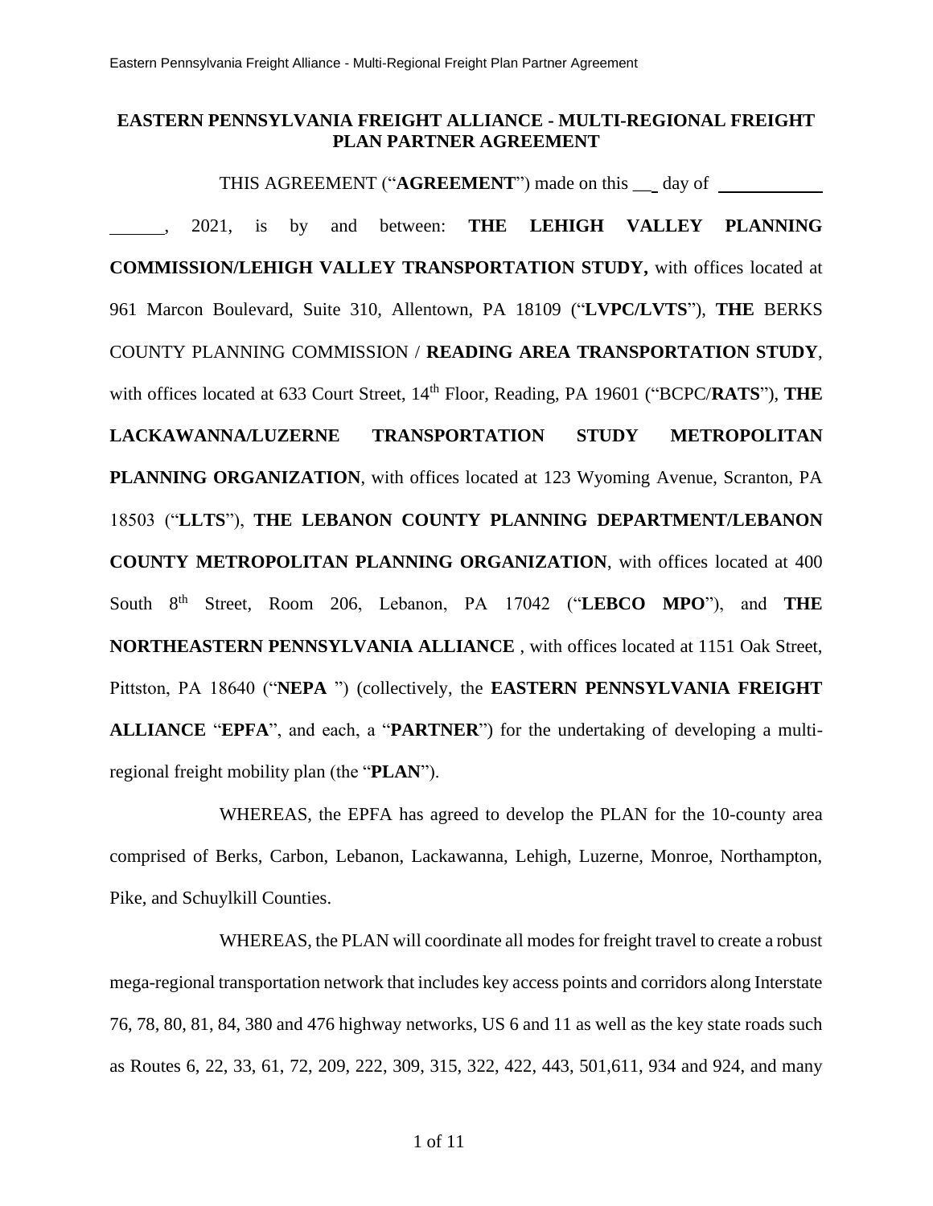**EASTERN PENNSYLVANIA FREIGHT ALLIANCE - MULTI-REGIONAL FREIGHT PLAN PARTNER AGREEMENT**

THIS AGREEMENT ("**AGREEMENT**") made on this \_\_ day of \_\_\_\_\_\_\_\_\_\_\_\_\_\_\_\_\_, 2021, is by and between: **THE LEHIGH VALLEY PLANNING COMMISSION/LEHIGH VALLEY TRANSPORTATION STUDY,** with offices located at 961 Marcon Boulevard, Suite 310, Allentown, PA 18109 ("**LVPC/LVTS**"), **THE** BERKS COUNTY PLANNING COMMISSION / **READING AREA TRANSPORTATION STUDY**, with offices located at 633 Court Street, 14th Floor, Reading, PA 19601 ("BCPC/**RATS**"), **THE LACKAWANNA/LUZERNE TRANSPORTATION STUDY METROPOLITAN PLANNING ORGANIZATION**, with offices located at 123 Wyoming Avenue, Scranton, PA 18503 ("**LLTS**"), **THE LEBANON COUNTY PLANNING DEPARTMENT/LEBANON COUNTY METROPOLITAN PLANNING ORGANIZATION**, with offices located at 400 South 8th Street, Room 206, Lebanon, PA 17042 ("**LEBCO MPO**"), and **THE NORTHEASTERN PENNSYLVANIA ALLIANCE** , with offices located at 1151 Oak Street, Pittston, PA 18640 ("**NEPA** ") (collectively, the **EASTERN PENNSYLVANIA FREIGHT ALLIANCE** "**EPFA**", and each, a "**PARTNER**") for the undertaking of developing a multi-regional freight mobility plan (the "**PLAN**").

WHEREAS, the EPFA has agreed to develop the PLAN for the 10-county area comprised of Berks, Carbon, Lebanon, Lackawanna, Lehigh, Luzerne, Monroe, Northampton, Pike, and Schuylkill Counties.

WHEREAS, the PLAN will coordinate all modes for freight travel to create a robust mega-regional transportation network that includes key access points and corridors along Interstate 76, 78, 80, 81, 84, 380 and 476 highway networks, US 6 and 11 as well as the key state roads such as Routes 6, 22, 33, 61, 72, 209, 222, 309, 315, 322, 422, 443, 501,611, 934 and 924, and many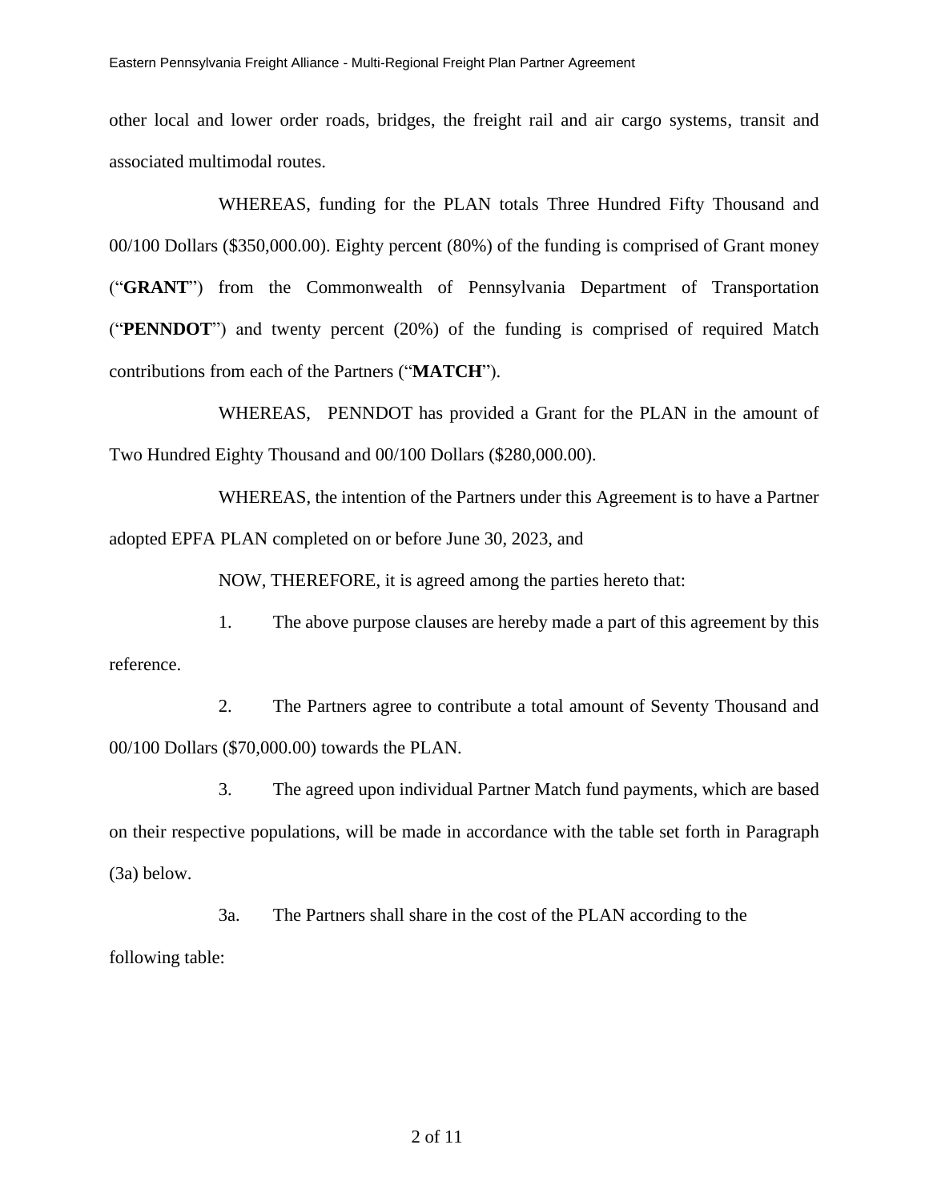other local and lower order roads, bridges, the freight rail and air cargo systems, transit and associated multimodal routes.

WHEREAS, funding for the PLAN totals Three Hundred Fifty Thousand and 00/100 Dollars ($350,000.00). Eighty percent (80%) of the funding is comprised of Grant money ("**GRANT**") from the Commonwealth of Pennsylvania Department of Transportation ("**PENNDOT**") and twenty percent (20%) of the funding is comprised of required Match contributions from each of the Partners ("**MATCH**").

WHEREAS, PENNDOT has provided a Grant for the PLAN in the amount of Two Hundred Eighty Thousand and 00/100 Dollars ($280,000.00).

WHEREAS, the intention of the Partners under this Agreement is to have a Partner adopted EPFA PLAN completed on or before June 30, 2023, and

NOW, THEREFORE, it is agreed among the parties hereto that:

1. The above purpose clauses are hereby made a part of this agreement by this reference.

2. The Partners agree to contribute a total amount of Seventy Thousand and 00/100 Dollars ($70,000.00) towards the PLAN.

3. The agreed upon individual Partner Match fund payments, which are based on their respective populations, will be made in accordance with the table set forth in Paragraph (3a) below.

3a. The Partners shall share in the cost of the PLAN according to the following table: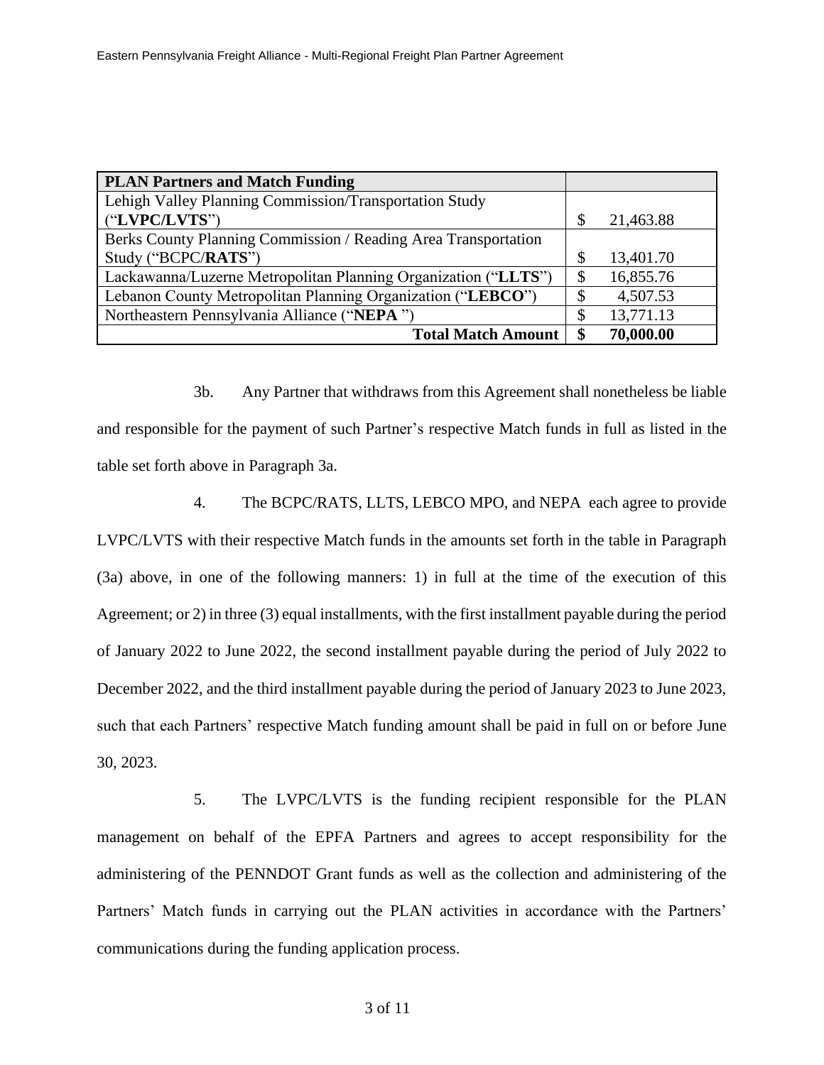| **PLAN Partners and Match Funding** | |
|---|---|
| Lehigh Valley Planning Commission/Transportation Study ("**LVPC/LVTS**") | $ 21,463.88 |
| Berks County Planning Commission / Reading Area Transportation Study ("BCPC/**RATS**") | $ 13,401.70 |
| Lackawanna/Luzerne Metropolitan Planning Organization ("**LLTS**") | $ 16,855.76 |
| Lebanon County Metropolitan Planning Organization ("**LEBCO**") | $ 4,507.53 |
| Northeastern Pennsylvania Alliance ("**NEPA** ") | $ 13,771.13 |
| **Total Match Amount** | **$ 70,000.00** |

3b. Any Partner that withdraws from this Agreement shall nonetheless be liable and responsible for the payment of such Partner's respective Match funds in full as listed in the table set forth above in Paragraph 3a.

4. The BCPC/RATS, LLTS, LEBCO MPO, and NEPA each agree to provide LVPC/LVTS with their respective Match funds in the amounts set forth in the table in Paragraph (3a) above, in one of the following manners: 1) in full at the time of the execution of this Agreement; or 2) in three (3) equal installments, with the first installment payable during the period of January 2022 to June 2022, the second installment payable during the period of July 2022 to December 2022, and the third installment payable during the period of January 2023 to June 2023, such that each Partners' respective Match funding amount shall be paid in full on or before June 30, 2023.

5. The LVPC/LVTS is the funding recipient responsible for the PLAN management on behalf of the EPFA Partners and agrees to accept responsibility for the administering of the PENNDOT Grant funds as well as the collection and administering of the Partners' Match funds in carrying out the PLAN activities in accordance with the Partners' communications during the funding application process.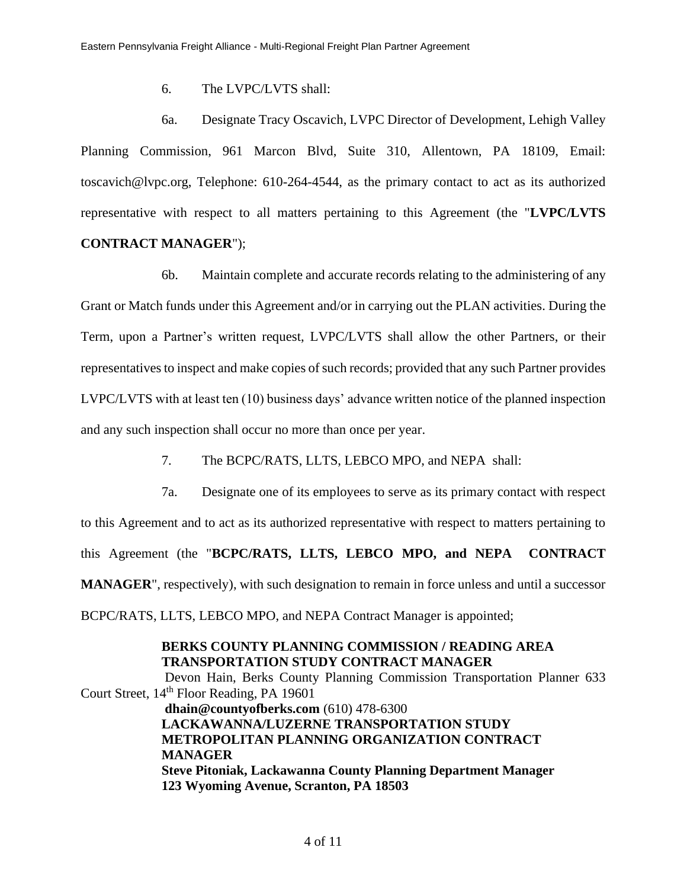6. The LVPC/LVTS shall:

6a. Designate Tracy Oscavich, LVPC Director of Development, Lehigh Valley Planning Commission, 961 Marcon Blvd, Suite 310, Allentown, PA 18109, Email: toscavich@lvpc.org, Telephone: 610-264-4544, as the primary contact to act as its authorized representative with respect to all matters pertaining to this Agreement (the "**LVPC/LVTS CONTRACT MANAGER**");

6b. Maintain complete and accurate records relating to the administering of any Grant or Match funds under this Agreement and/or in carrying out the PLAN activities. During the Term, upon a Partner's written request, LVPC/LVTS shall allow the other Partners, or their representatives to inspect and make copies of such records; provided that any such Partner provides LVPC/LVTS with at least ten (10) business days' advance written notice of the planned inspection and any such inspection shall occur no more than once per year.

7. The BCPC/RATS, LLTS, LEBCO MPO, and NEPA shall:

7a. Designate one of its employees to serve as its primary contact with respect to this Agreement and to act as its authorized representative with respect to matters pertaining to this Agreement (the "**BCPC/RATS, LLTS, LEBCO MPO, and NEPA CONTRACT MANAGER**", respectively), with such designation to remain in force unless and until a successor BCPC/RATS, LLTS, LEBCO MPO, and NEPA Contract Manager is appointed;

**BERKS COUNTY PLANNING COMMISSION / READING AREA TRANSPORTATION STUDY CONTRACT MANAGER**
Devon Hain, Berks County Planning Commission Transportation Planner 633 Court Street, 14th Floor Reading, PA 19601
**dhain@countyofberks.com** (610) 478-6300

**LACKAWANNA/LUZERNE TRANSPORTATION STUDY METROPOLITAN PLANNING ORGANIZATION CONTRACT MANAGER**
**Steve Pitoniak, Lackawanna County Planning Department Manager**
**123 Wyoming Avenue, Scranton, PA 18503**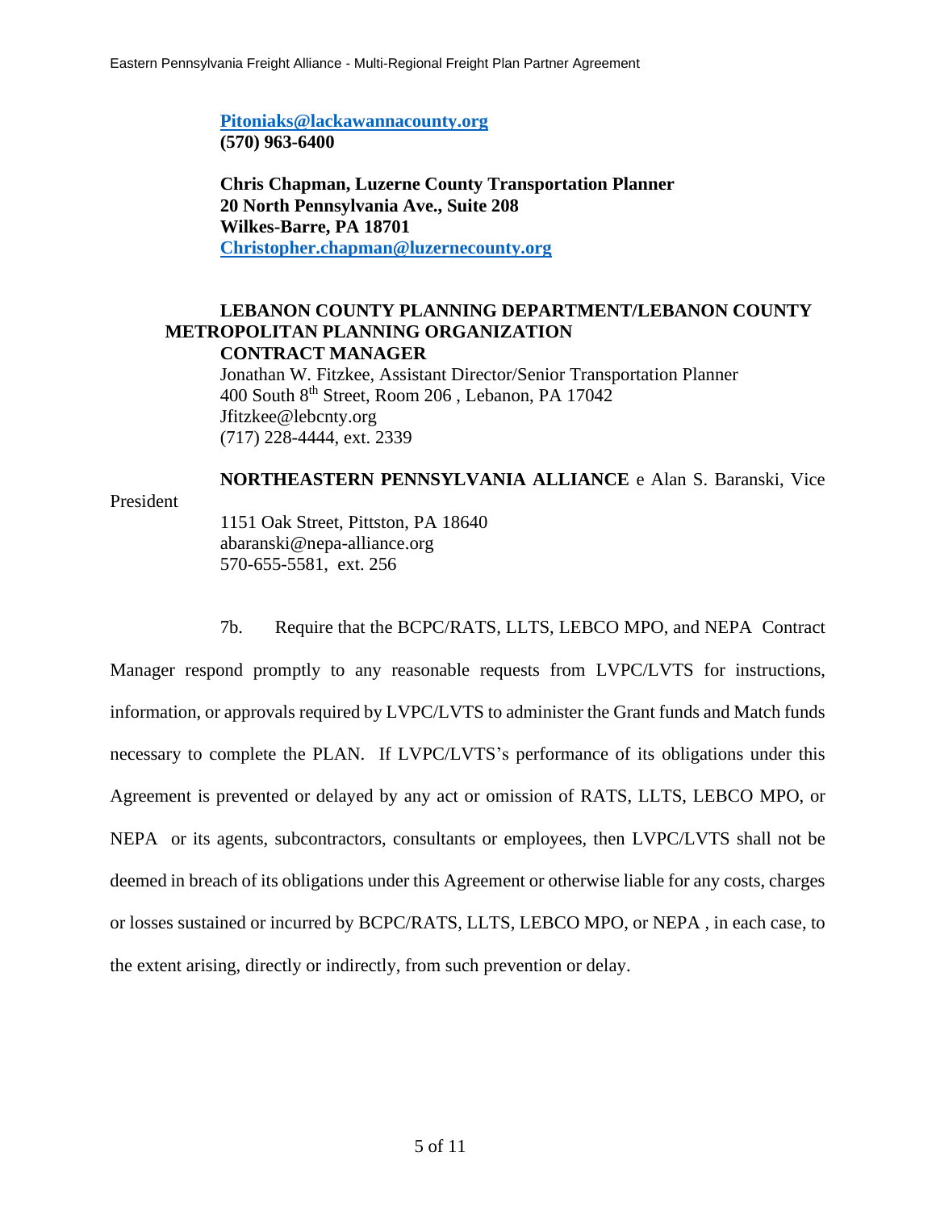**Pitoniaks@lackawannacounty.org**
**(570) 963-6400**

**Chris Chapman, Luzerne County Transportation Planner**
**20 North Pennsylvania Ave., Suite 208**
**Wilkes-Barre, PA 18701**
**Christopher.chapman@luzernecounty.org**

**LEBANON COUNTY PLANNING DEPARTMENT/LEBANON COUNTY METROPOLITAN PLANNING ORGANIZATION**
**CONTRACT MANAGER**
Jonathan W. Fitzkee, Assistant Director/Senior Transportation Planner
400 South 8th Street, Room 206 , Lebanon, PA 17042
Jfitzkee@lebcnty.org
(717) 228-4444, ext. 2339

**NORTHEASTERN PENNSYLVANIA ALLIANCE** e Alan S. Baranski, Vice President
1151 Oak Street, Pittston, PA 18640
abaranski@nepa-alliance.org
570-655-5581, ext. 256

7b. Require that the BCPC/RATS, LLTS, LEBCO MPO, and NEPA Contract Manager respond promptly to any reasonable requests from LVPC/LVTS for instructions, information, or approvals required by LVPC/LVTS to administer the Grant funds and Match funds necessary to complete the PLAN. If LVPC/LVTS's performance of its obligations under this Agreement is prevented or delayed by any act or omission of RATS, LLTS, LEBCO MPO, or NEPA or its agents, subcontractors, consultants or employees, then LVPC/LVTS shall not be deemed in breach of its obligations under this Agreement or otherwise liable for any costs, charges or losses sustained or incurred by BCPC/RATS, LLTS, LEBCO MPO, or NEPA , in each case, to the extent arising, directly or indirectly, from such prevention or delay.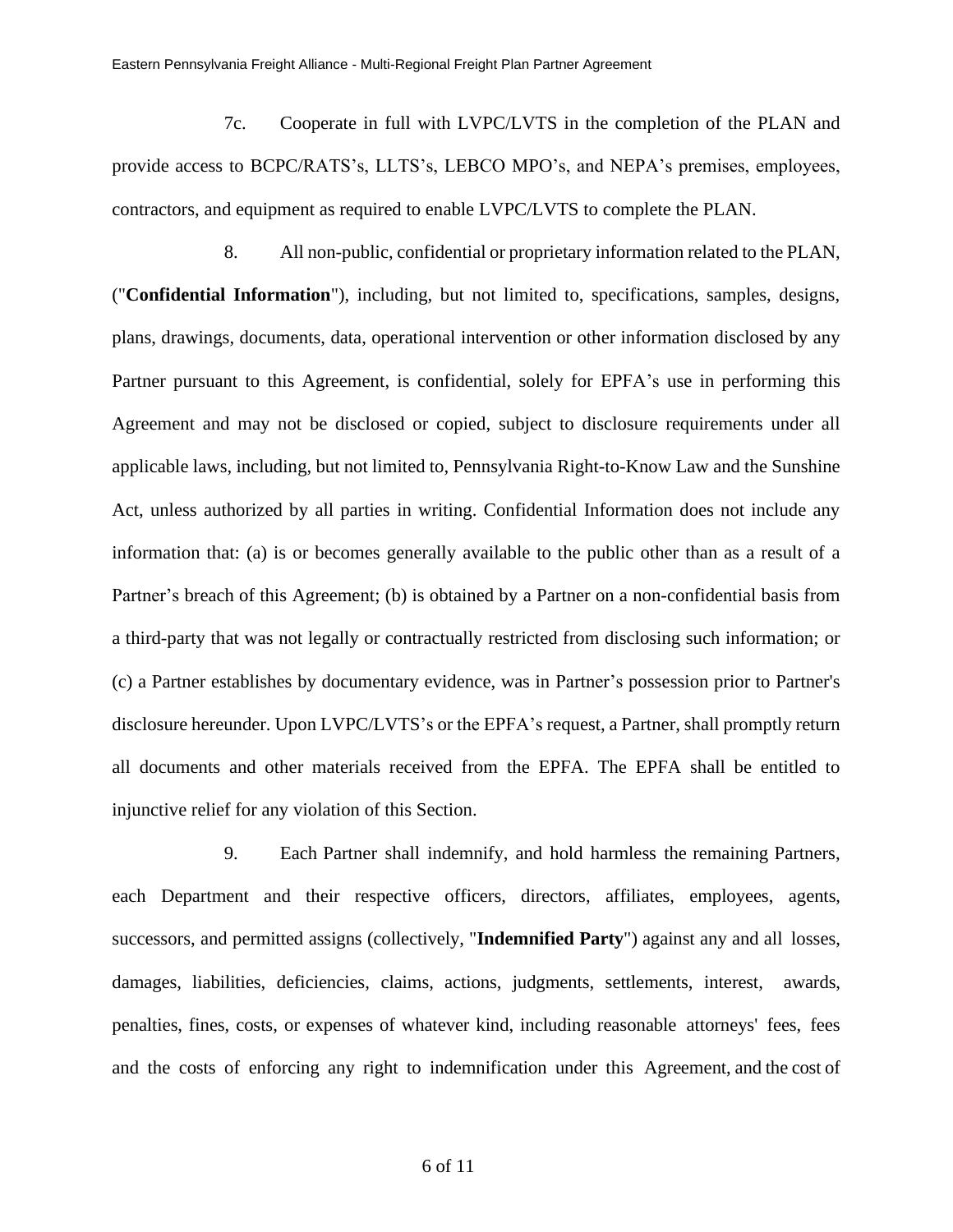7c. Cooperate in full with LVPC/LVTS in the completion of the PLAN and provide access to BCPC/RATS's, LLTS's, LEBCO MPO's, and NEPA's premises, employees, contractors, and equipment as required to enable LVPC/LVTS to complete the PLAN.

8. All non-public, confidential or proprietary information related to the PLAN, ("**Confidential Information**"), including, but not limited to, specifications, samples, designs, plans, drawings, documents, data, operational intervention or other information disclosed by any Partner pursuant to this Agreement, is confidential, solely for EPFA's use in performing this Agreement and may not be disclosed or copied, subject to disclosure requirements under all applicable laws, including, but not limited to, Pennsylvania Right-to-Know Law and the Sunshine Act, unless authorized by all parties in writing. Confidential Information does not include any information that: (a) is or becomes generally available to the public other than as a result of a Partner's breach of this Agreement; (b) is obtained by a Partner on a non-confidential basis from a third-party that was not legally or contractually restricted from disclosing such information; or (c) a Partner establishes by documentary evidence, was in Partner's possession prior to Partner's disclosure hereunder. Upon LVPC/LVTS's or the EPFA's request, a Partner, shall promptly return all documents and other materials received from the EPFA. The EPFA shall be entitled to injunctive relief for any violation of this Section.

9. Each Partner shall indemnify, and hold harmless the remaining Partners, each Department and their respective officers, directors, affiliates, employees, agents, successors, and permitted assigns (collectively, "**Indemnified Party**") against any and all losses, damages, liabilities, deficiencies, claims, actions, judgments, settlements, interest, awards, penalties, fines, costs, or expenses of whatever kind, including reasonable attorneys' fees, fees and the costs of enforcing any right to indemnification under this Agreement, and the cost of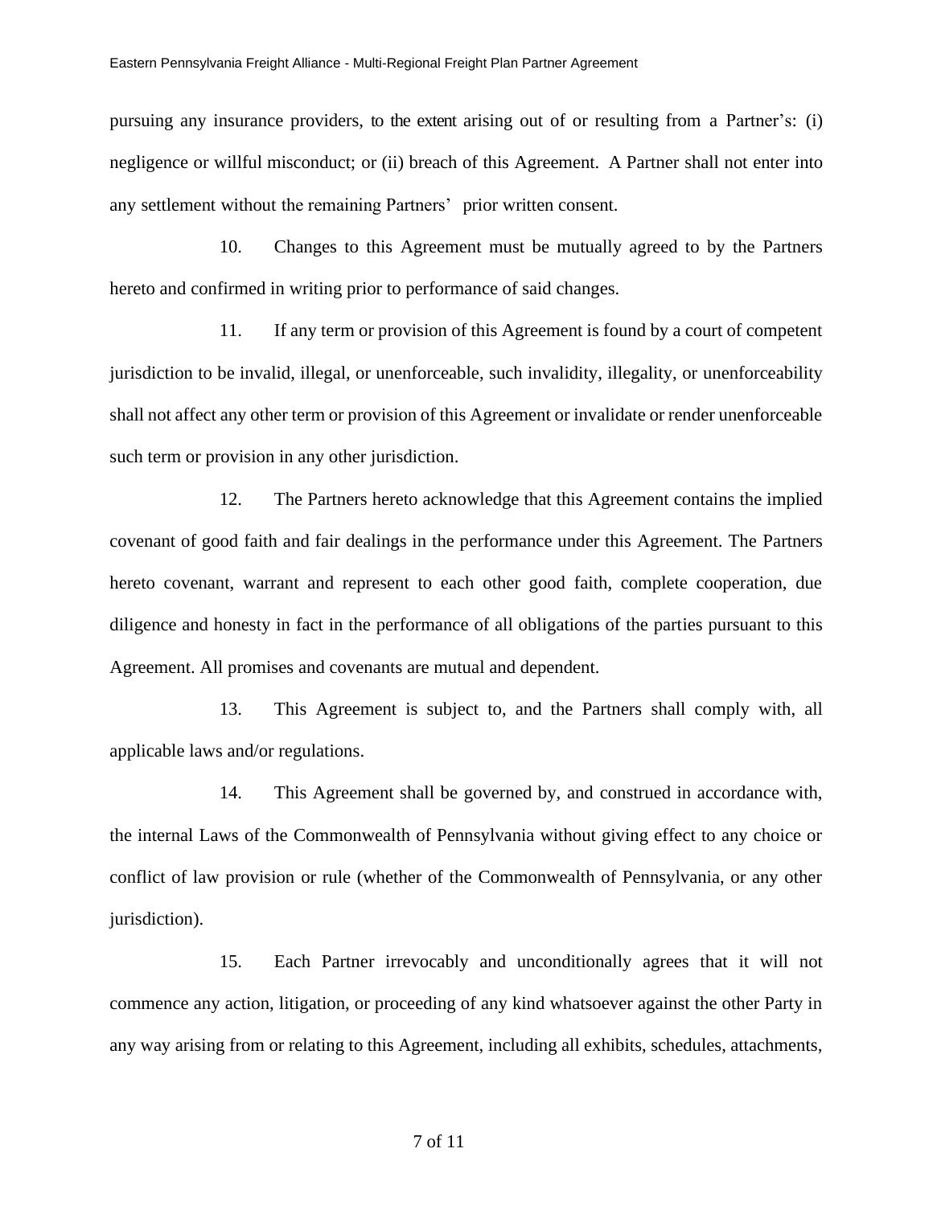pursuing any insurance providers, to the extent arising out of or resulting from a Partner's: (i) negligence or willful misconduct; or (ii) breach of this Agreement. A Partner shall not enter into any settlement without the remaining Partners' prior written consent.

10. Changes to this Agreement must be mutually agreed to by the Partners hereto and confirmed in writing prior to performance of said changes.

11. If any term or provision of this Agreement is found by a court of competent jurisdiction to be invalid, illegal, or unenforceable, such invalidity, illegality, or unenforceability shall not affect any other term or provision of this Agreement or invalidate or render unenforceable such term or provision in any other jurisdiction.

12. The Partners hereto acknowledge that this Agreement contains the implied covenant of good faith and fair dealings in the performance under this Agreement. The Partners hereto covenant, warrant and represent to each other good faith, complete cooperation, due diligence and honesty in fact in the performance of all obligations of the parties pursuant to this Agreement. All promises and covenants are mutual and dependent.

13. This Agreement is subject to, and the Partners shall comply with, all applicable laws and/or regulations.

14. This Agreement shall be governed by, and construed in accordance with, the internal Laws of the Commonwealth of Pennsylvania without giving effect to any choice or conflict of law provision or rule (whether of the Commonwealth of Pennsylvania, or any other jurisdiction).

15. Each Partner irrevocably and unconditionally agrees that it will not commence any action, litigation, or proceeding of any kind whatsoever against the other Party in any way arising from or relating to this Agreement, including all exhibits, schedules, attachments,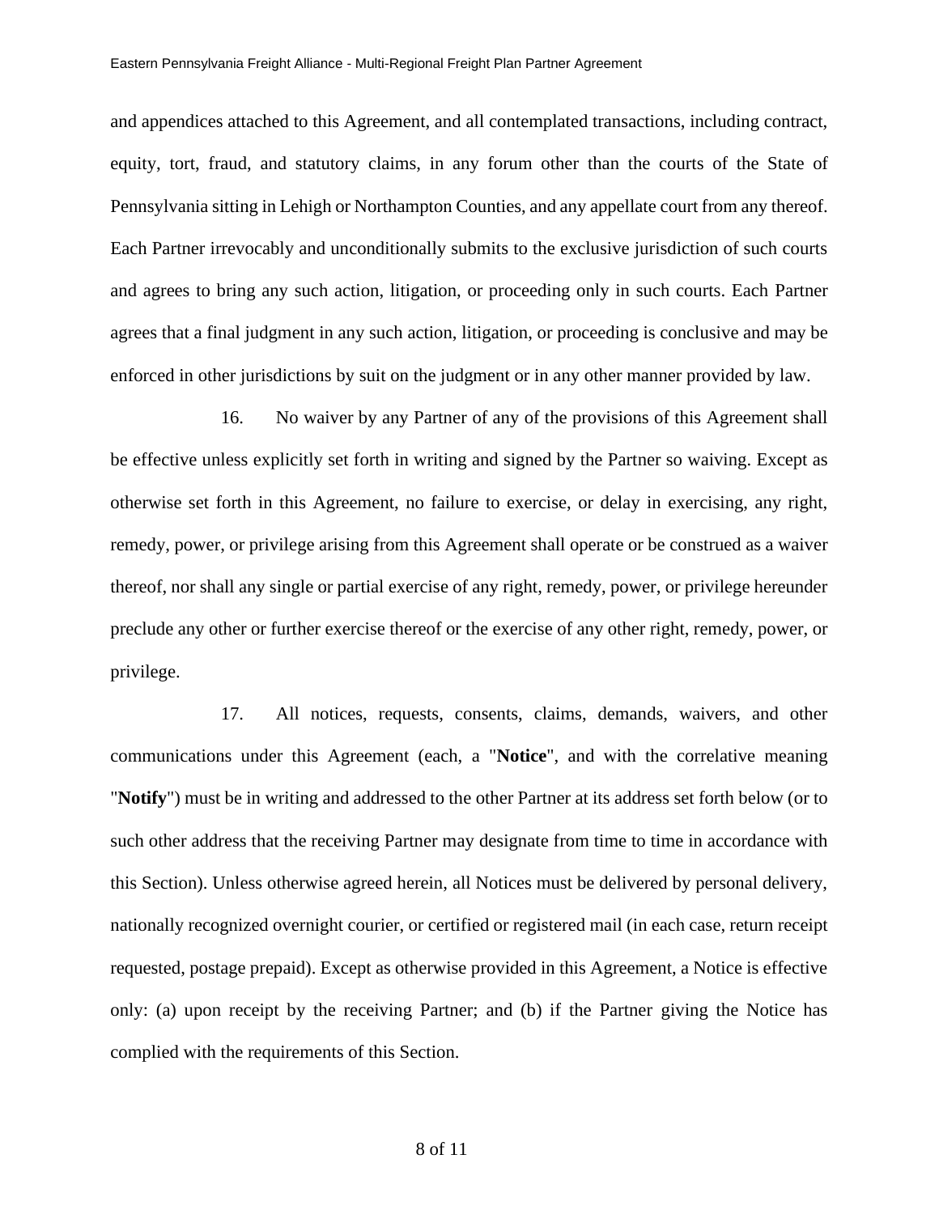and appendices attached to this Agreement, and all contemplated transactions, including contract, equity, tort, fraud, and statutory claims, in any forum other than the courts of the State of Pennsylvania sitting in Lehigh or Northampton Counties, and any appellate court from any thereof. Each Partner irrevocably and unconditionally submits to the exclusive jurisdiction of such courts and agrees to bring any such action, litigation, or proceeding only in such courts. Each Partner agrees that a final judgment in any such action, litigation, or proceeding is conclusive and may be enforced in other jurisdictions by suit on the judgment or in any other manner provided by law.

16. No waiver by any Partner of any of the provisions of this Agreement shall be effective unless explicitly set forth in writing and signed by the Partner so waiving. Except as otherwise set forth in this Agreement, no failure to exercise, or delay in exercising, any right, remedy, power, or privilege arising from this Agreement shall operate or be construed as a waiver thereof, nor shall any single or partial exercise of any right, remedy, power, or privilege hereunder preclude any other or further exercise thereof or the exercise of any other right, remedy, power, or privilege.

17. All notices, requests, consents, claims, demands, waivers, and other communications under this Agreement (each, a "**Notice**", and with the correlative meaning "**Notify**") must be in writing and addressed to the other Partner at its address set forth below (or to such other address that the receiving Partner may designate from time to time in accordance with this Section). Unless otherwise agreed herein, all Notices must be delivered by personal delivery, nationally recognized overnight courier, or certified or registered mail (in each case, return receipt requested, postage prepaid). Except as otherwise provided in this Agreement, a Notice is effective only: (a) upon receipt by the receiving Partner; and (b) if the Partner giving the Notice has complied with the requirements of this Section.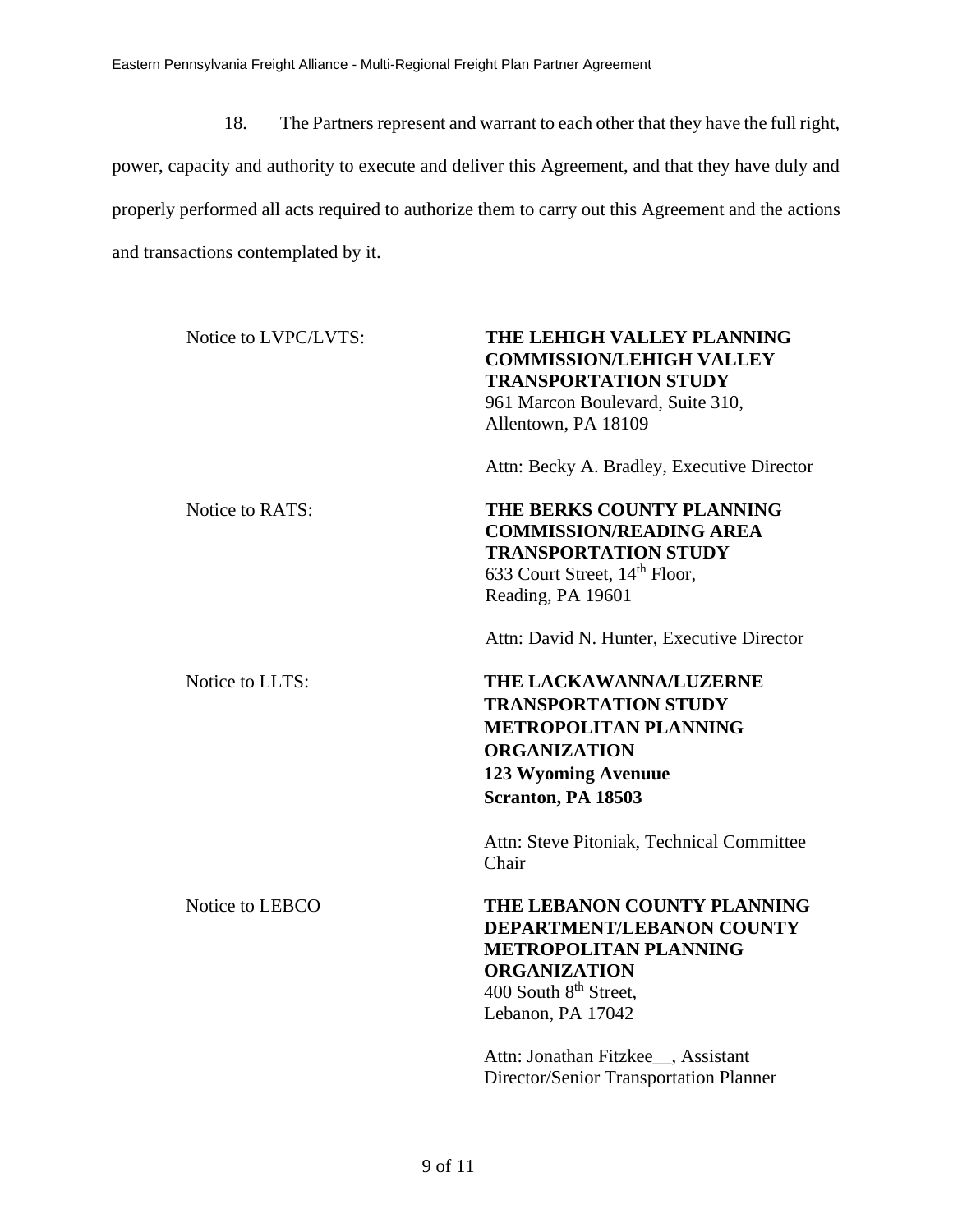18. The Partners represent and warrant to each other that they have the full right, power, capacity and authority to execute and deliver this Agreement, and that they have duly and properly performed all acts required to authorize them to carry out this Agreement and the actions and transactions contemplated by it.

Notice to LVPC/LVTS:

**THE LEHIGH VALLEY PLANNING COMMISSION/LEHIGH VALLEY TRANSPORTATION STUDY**
961 Marcon Boulevard, Suite 310,
Allentown, PA 18109

Attn: Becky A. Bradley, Executive Director

Notice to RATS:

**THE BERKS COUNTY PLANNING COMMISSION/READING AREA TRANSPORTATION STUDY**
633 Court Street, 14th Floor,
Reading, PA 19601

Attn: David N. Hunter, Executive Director

Notice to LLTS:

**THE LACKAWANNA/LUZERNE TRANSPORTATION STUDY METROPOLITAN PLANNING ORGANIZATION**
**123 Wyoming Avenuue**
**Scranton, PA 18503**

Attn: Steve Pitoniak, Technical Committee Chair

Notice to LEBCO

**THE LEBANON COUNTY PLANNING DEPARTMENT/LEBANON COUNTY METROPOLITAN PLANNING ORGANIZATION**
400 South 8th Street,
Lebanon, PA 17042

Attn: Jonathan Fitzkee__, Assistant Director/Senior Transportation Planner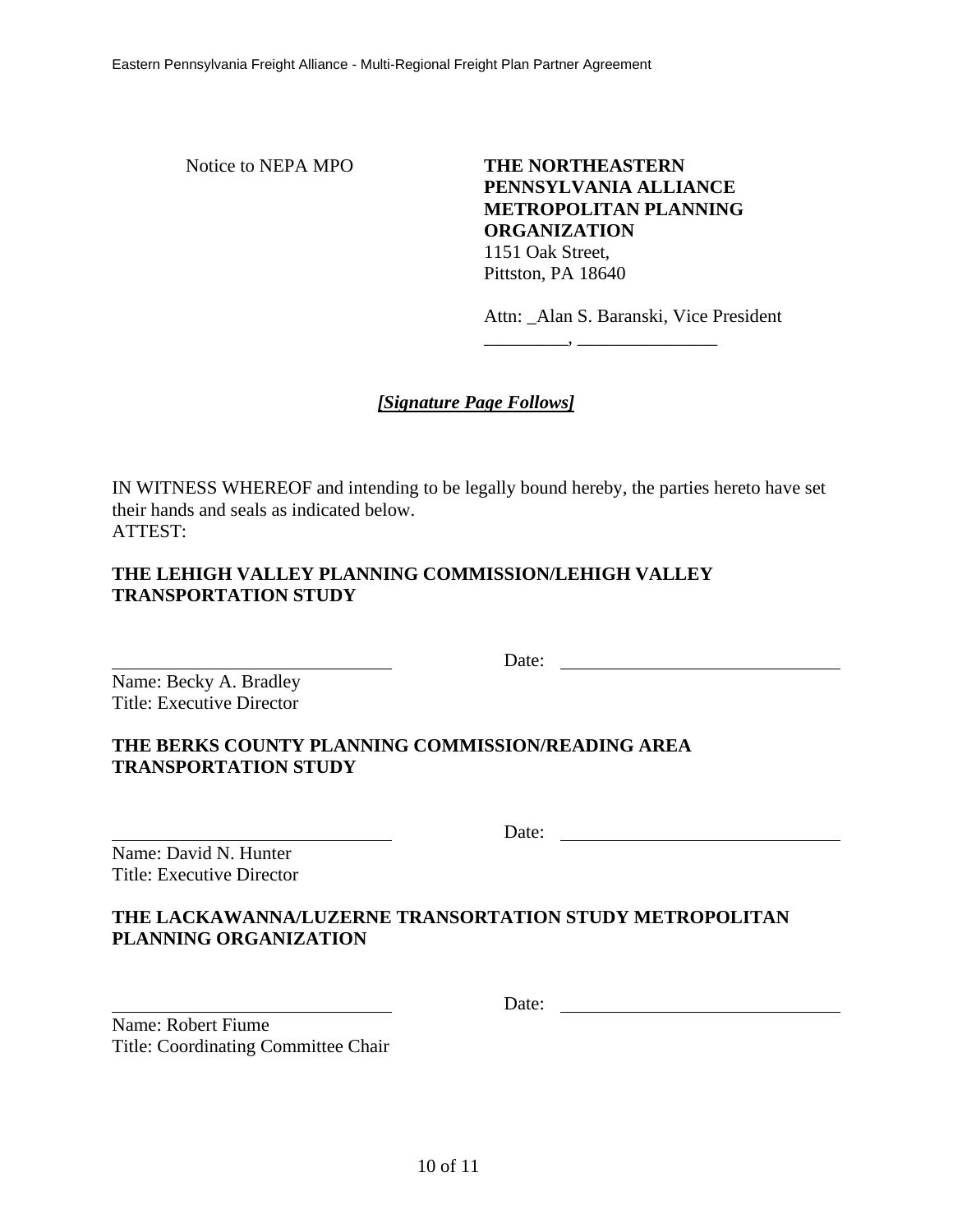Notice to NEPA MPO

**THE NORTHEASTERN PENNSYLVANIA ALLIANCE METROPOLITAN PLANNING ORGANIZATION**
1151 Oak Street,
Pittston, PA 18640

Attn: _Alan S. Baranski, Vice President
_________, _______________

***[Signature Page Follows]***

IN WITNESS WHEREOF and intending to be legally bound hereby, the parties hereto have set their hands and seals as indicated below.
ATTEST:

**THE LEHIGH VALLEY PLANNING COMMISSION/LEHIGH VALLEY TRANSPORTATION STUDY**

______________________________ Date: ______________________________

Name: Becky A. Bradley
Title: Executive Director

**THE BERKS COUNTY PLANNING COMMISSION/READING AREA TRANSPORTATION STUDY**

______________________________ Date: ______________________________

Name: David N. Hunter
Title: Executive Director

**THE LACKAWANNA/LUZERNE TRANSORTATION STUDY METROPOLITAN PLANNING ORGANIZATION**

______________________________ Date: ______________________________

Name: Robert Fiume
Title: Coordinating Committee Chair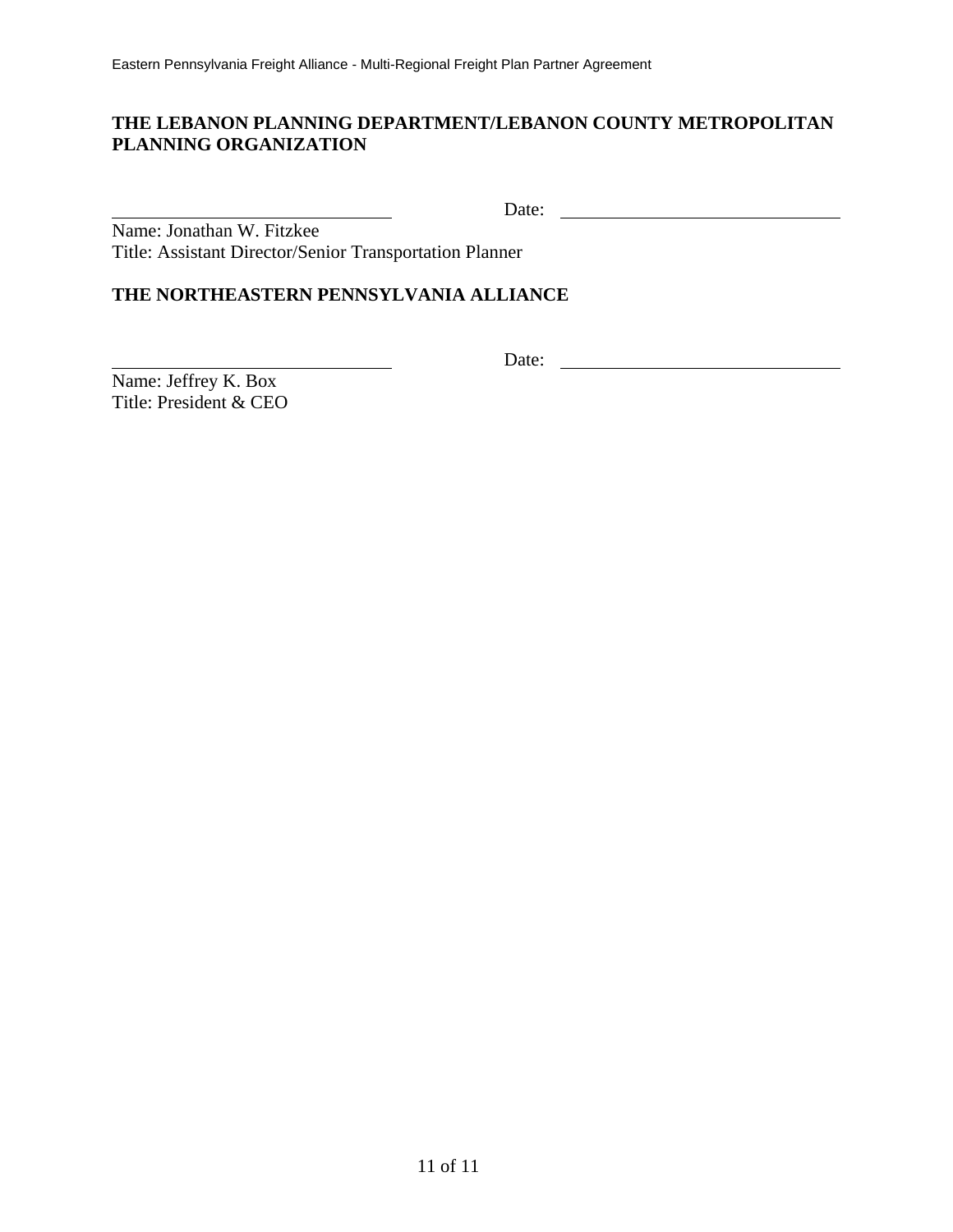**THE LEBANON PLANNING DEPARTMENT/LEBANON COUNTY METROPOLITAN PLANNING ORGANIZATION**

\_\_\_\_\_\_\_\_\_\_\_\_\_\_\_\_\_\_\_\_\_\_\_\_\_\_\_\_\_\_ Date: \_\_\_\_\_\_\_\_\_\_\_\_\_\_\_\_\_\_\_\_\_\_\_\_\_\_\_\_\_\_

Name: Jonathan W. Fitzkee
Title: Assistant Director/Senior Transportation Planner

**THE NORTHEASTERN PENNSYLVANIA ALLIANCE**

\_\_\_\_\_\_\_\_\_\_\_\_\_\_\_\_\_\_\_\_\_\_\_\_\_\_\_\_\_\_ Date: \_\_\_\_\_\_\_\_\_\_\_\_\_\_\_\_\_\_\_\_\_\_\_\_\_\_\_\_\_\_

Name: Jeffrey K. Box
Title: President & CEO